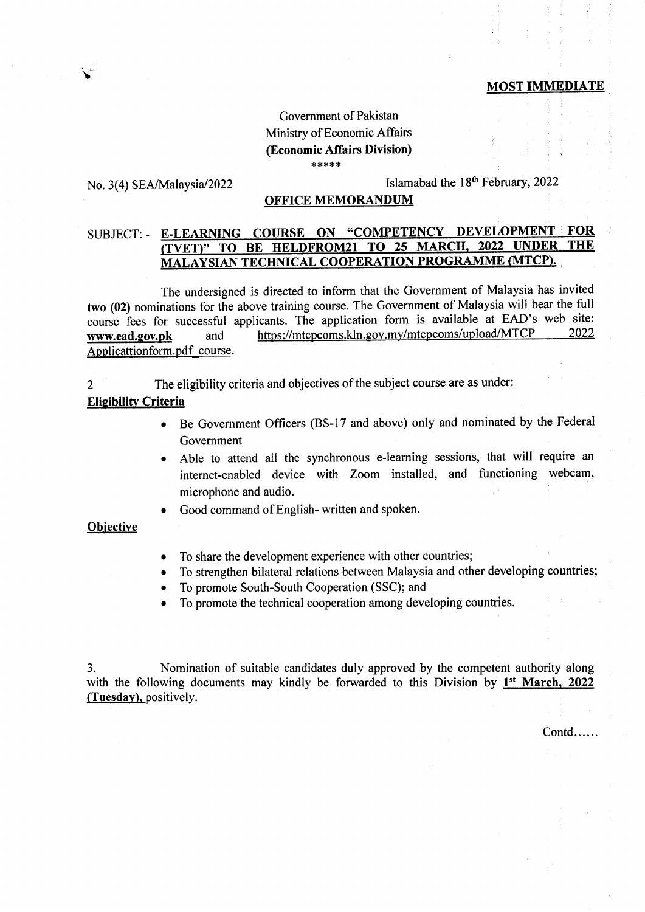**MOST IMMEDIATE**

Government of Pakistan
Ministry of Economic Affairs
**(Economic Affairs Division)**
\*\*\*\*\*

No. 3(4) SEA/Malaysia/2022

Islamabad the 18th February, 2022

**OFFICE MEMORANDUM**

SUBJECT: - **E-LEARNING COURSE ON "COMPETENCY DEVELOPMENT FOR (TVET)" TO BE HELDFROM21 TO 25 MARCH, 2022 UNDER THE MALAYSIAN TECHNICAL COOPERATION PROGRAMME (MTCP).**

The undersigned is directed to inform that the Government of Malaysia has invited **two (02)** nominations for the above training course. The Government of Malaysia will bear the full course fees for successful applicants. The application form is available at EAD's web site: **www.ead.gov.pk** and https://mtcpcoms.kln.gov.my/mtcpcoms/upload/MTCP 2022 Applicattionform.pdf_course.

2 The eligibility criteria and objectives of the subject course are as under:

**Eligibility Criteria**

- Be Government Officers (BS-17 and above) only and nominated by the Federal Government
- Able to attend all the synchronous e-learning sessions, that will require an internet-enabled device with Zoom installed, and functioning webcam, microphone and audio.
- Good command of English- written and spoken.

**Objective**

- To share the development experience with other countries;
- To strengthen bilateral relations between Malaysia and other developing countries;
- To promote South-South Cooperation (SSC); and
- To promote the technical cooperation among developing countries.

3. Nomination of suitable candidates duly approved by the competent authority along with the following documents may kindly be forwarded to this Division by **1st March, 2022 (Tuesday),** positively.

Contd……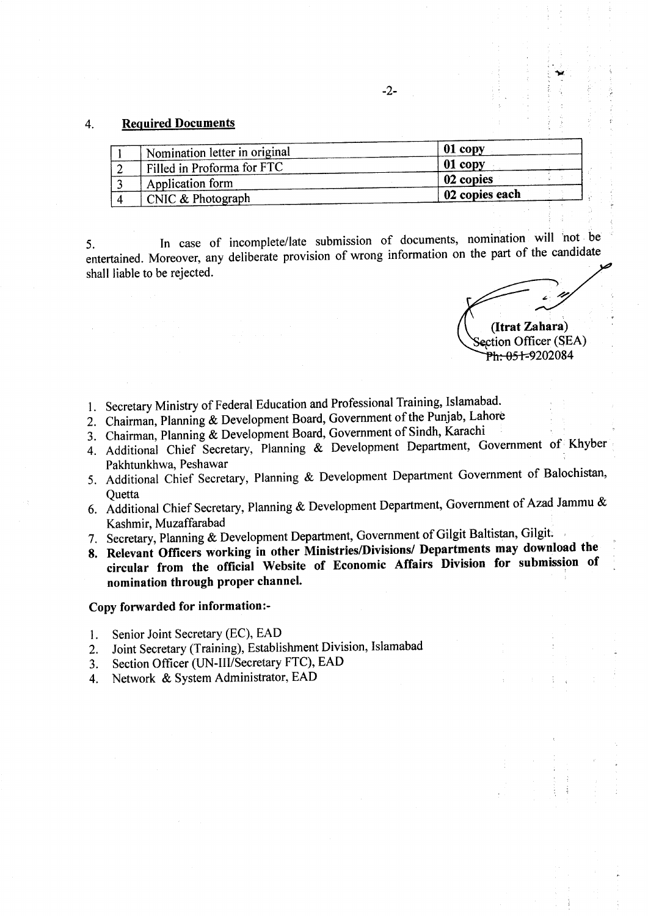4. **Required Documents**

| | | |
|---|---|---|
| 1 | Nomination letter in original | **01 copy** |
| 2 | Filled in Proforma for FTC | **01 copy** |
| 3 | Application form | **02 copies** |
| 4 | CNIC & Photograph | **02 copies each** |

5. In case of incomplete/late submission of documents, nomination will not be entertained. Moreover, any deliberate provision of wrong information on the part of the candidate shall liable to be rejected.

**(Itrat Zahara)**
Section Officer (SEA)
Ph: 051-9202084

1. Secretary Ministry of Federal Education and Professional Training, Islamabad.
2. Chairman, Planning & Development Board, Government of the Punjab, Lahore
3. Chairman, Planning & Development Board, Government of Sindh, Karachi
4. Additional Chief Secretary, Planning & Development Department, Government of Khyber Pakhtunkhwa, Peshawar
5. Additional Chief Secretary, Planning & Development Department Government of Balochistan, Quetta
6. Additional Chief Secretary, Planning & Development Department, Government of Azad Jammu & Kashmir, Muzaffarabad
7. Secretary, Planning & Development Department, Government of Gilgit Baltistan, Gilgit.
8. **Relevant Officers working in other Ministries/Divisions/ Departments may download the circular from the official Website of Economic Affairs Division for submission of nomination through proper channel.**

**Copy forwarded for information:-**

1. Senior Joint Secretary (EC), EAD
2. Joint Secretary (Training), Establishment Division, Islamabad
3. Section Officer (UN-III/Secretary FTC), EAD
4. Network & System Administrator, EAD